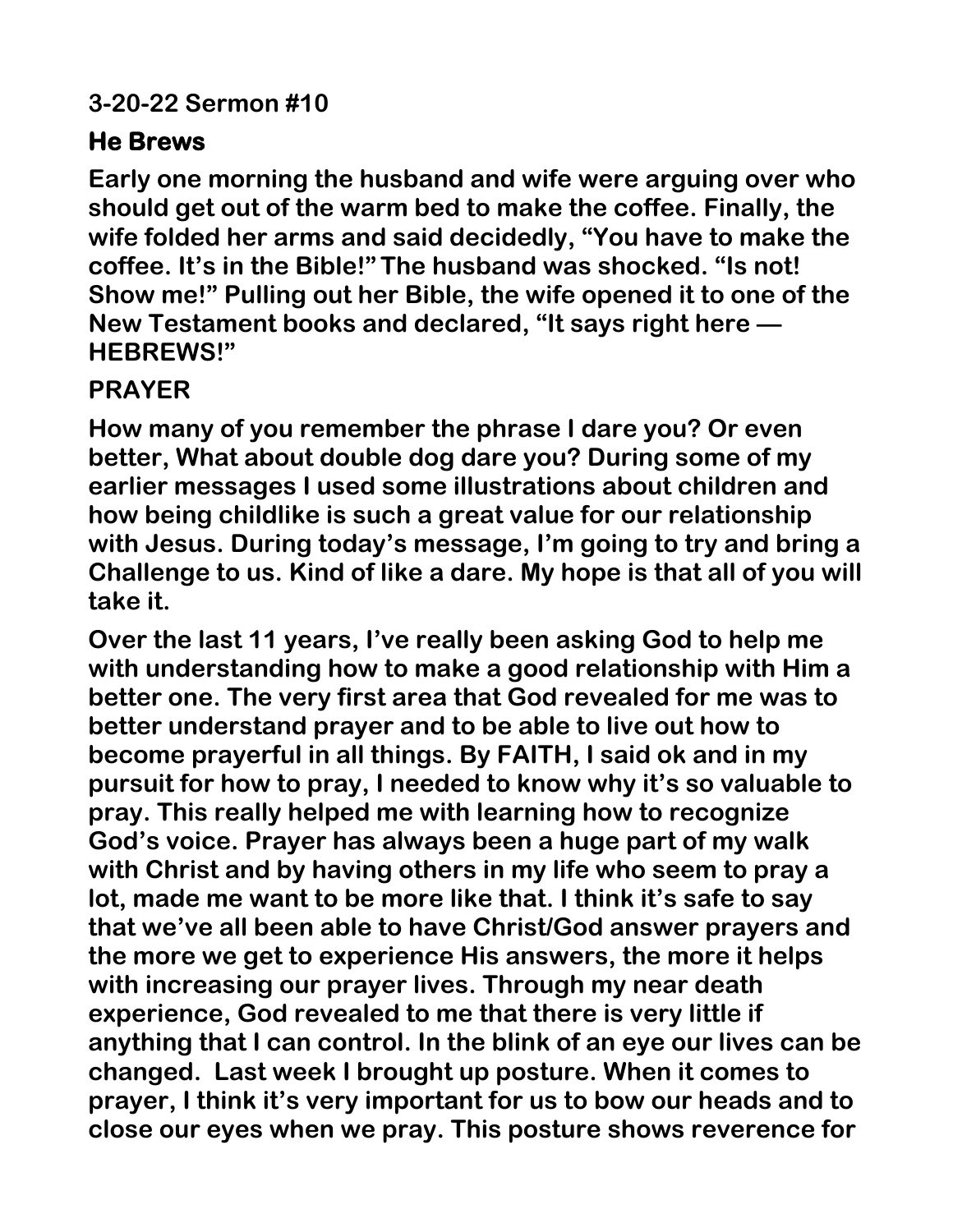**3-20-22 Sermon #10**

## He Brews

**Early one morning the husband and wife were arguing over who should get out of the warm bed to make the coffee. Finally, the wife folded her arms and said decidedly, "You have to make the coffee. It's in the Bible!" The husband was shocked. "Is not! Show me!" Pulling out her Bible, the wife opened it to one of the New Testament books and declared, "It says right here — HEBREWS!"**

**PRAYER**

**How many of you remember the phrase I dare you? Or even better, What about double dog dare you? During some of my earlier messages I used some illustrations about children and how being childlike is such a great value for our relationship with Jesus. During today's message, I'm going to try and bring a Challenge to us. Kind of like a dare. My hope is that all of you will take it.**

**Over the last 11 years, I've really been asking God to help me with understanding how to make a good relationship with Him a better one. The very first area that God revealed for me was to better understand prayer and to be able to live out how to become prayerful in all things. By FAITH, I said ok and in my pursuit for how to pray, I needed to know why it's so valuable to pray. This really helped me with learning how to recognize God's voice. Prayer has always been a huge part of my walk with Christ and by having others in my life who seem to pray a lot, made me want to be more like that. I think it's safe to say that we've all been able to have Christ/God answer prayers and the more we get to experience His answers, the more it helps with increasing our prayer lives. Through my near death experience, God revealed to me that there is very little if anything that I can control. In the blink of an eye our lives can be changed. Last week I brought up posture. When it comes to prayer, I think it's very important for us to bow our heads and to close our eyes when we pray. This posture shows reverence for**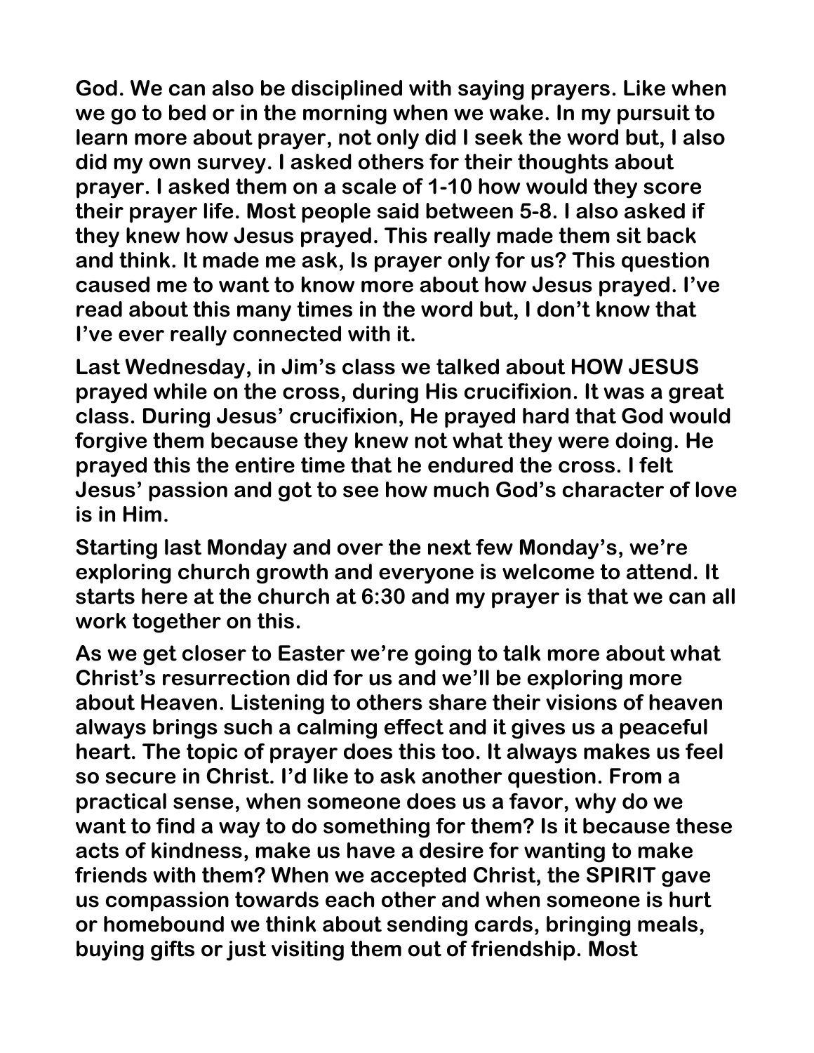God. We can also be disciplined with saying prayers. Like when we go to bed or in the morning when we wake. In my pursuit to learn more about prayer, not only did I seek the word but, I also did my own survey. I asked others for their thoughts about prayer. I asked them on a scale of 1-10 how would they score their prayer life. Most people said between 5-8. I also asked if they knew how Jesus prayed. This really made them sit back and think. It made me ask, Is prayer only for us? This question caused me to want to know more about how Jesus prayed. I've read about this many times in the word but, I don't know that I've ever really connected with it.

Last Wednesday, in Jim's class we talked about HOW JESUS prayed while on the cross, during His crucifixion. It was a great class. During Jesus' crucifixion, He prayed hard that God would forgive them because they knew not what they were doing. He prayed this the entire time that he endured the cross. I felt Jesus' passion and got to see how much God's character of love is in Him.

Starting last Monday and over the next few Monday's, we're exploring church growth and everyone is welcome to attend. It starts here at the church at 6:30 and my prayer is that we can all work together on this.

As we get closer to Easter we're going to talk more about what Christ's resurrection did for us and we'll be exploring more about Heaven. Listening to others share their visions of heaven always brings such a calming effect and it gives us a peaceful heart. The topic of prayer does this too. It always makes us feel so secure in Christ. I'd like to ask another question. From a practical sense, when someone does us a favor, why do we want to find a way to do something for them? Is it because these acts of kindness, make us have a desire for wanting to make friends with them? When we accepted Christ, the SPIRIT gave us compassion towards each other and when someone is hurt or homebound we think about sending cards, bringing meals, buying gifts or just visiting them out of friendship. Most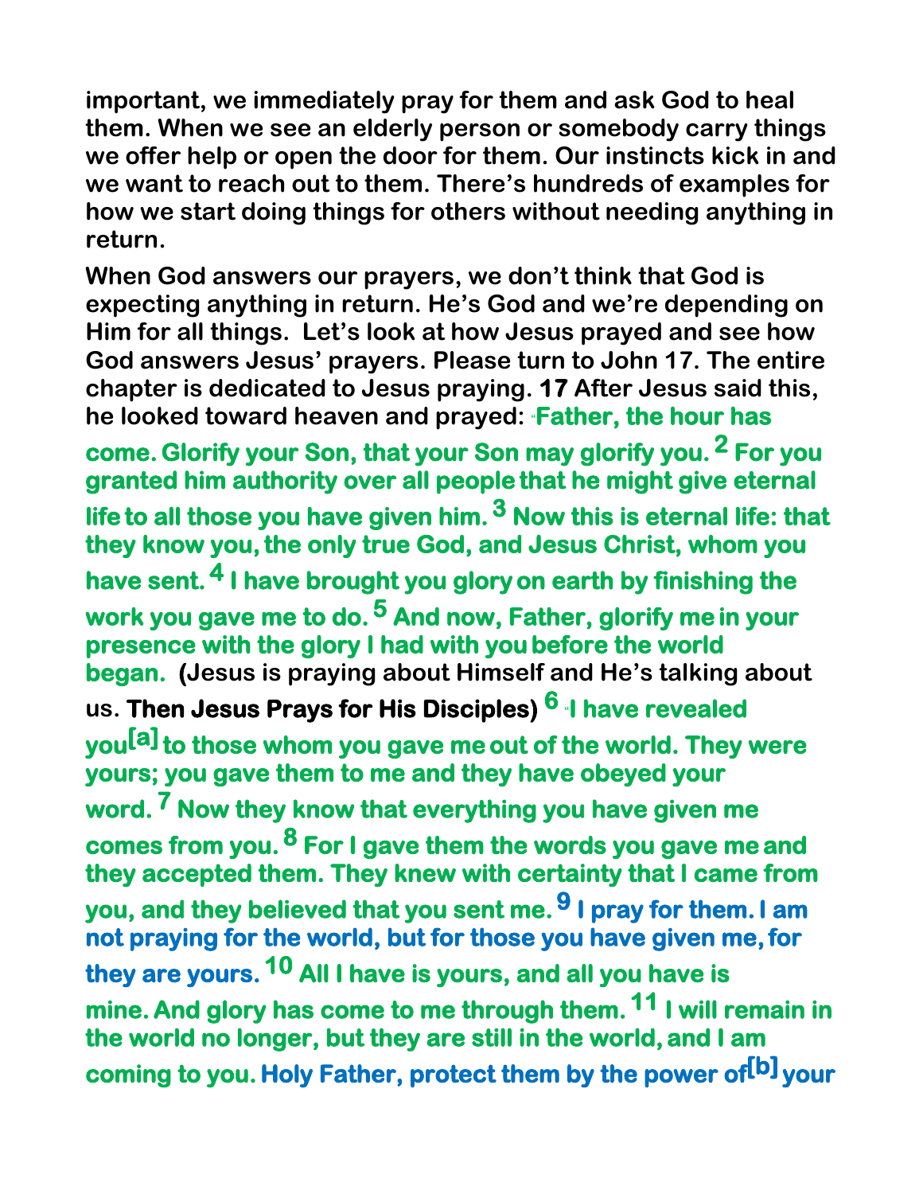**important, we immediately pray for them and ask God to heal them. When we see an elderly person or somebody carry things we offer help or open the door for them. Our instincts kick in and we want to reach out to them. There's hundreds of examples for how we start doing things for others without needing anything in return.**

**When God answers our prayers, we don't think that God is expecting anything in return. He's God and we're depending on Him for all things. Let's look at how Jesus prayed and see how God answers Jesus' prayers. Please turn to John 17. The entire chapter is dedicated to Jesus praying. 17 After Jesus said this, he looked toward heaven and prayed: "Father, the hour has come. Glorify your Son, that your Son may glorify you. 2 For you granted him authority over all people that he might give eternal life to all those you have given him. 3 Now this is eternal life: that they know you, the only true God, and Jesus Christ, whom you have sent. 4 I have brought you glory on earth by finishing the work you gave me to do. 5 And now, Father, glorify me in your presence with the glory I had with you before the world began. (Jesus is praying about Himself and He's talking about us. Then Jesus Prays for His Disciples) 6 "I have revealed you[a] to those whom you gave me out of the world. They were yours; you gave them to me and they have obeyed your word. 7 Now they know that everything you have given me comes from you. 8 For I gave them the words you gave me and they accepted them. They knew with certainty that I came from you, and they believed that you sent me. 9 I pray for them. I am not praying for the world, but for those you have given me, for they are yours. 10 All I have is yours, and all you have is mine. And glory has come to me through them. 11 I will remain in the world no longer, but they are still in the world, and I am coming to you. Holy Father, protect them by the power of[b] your**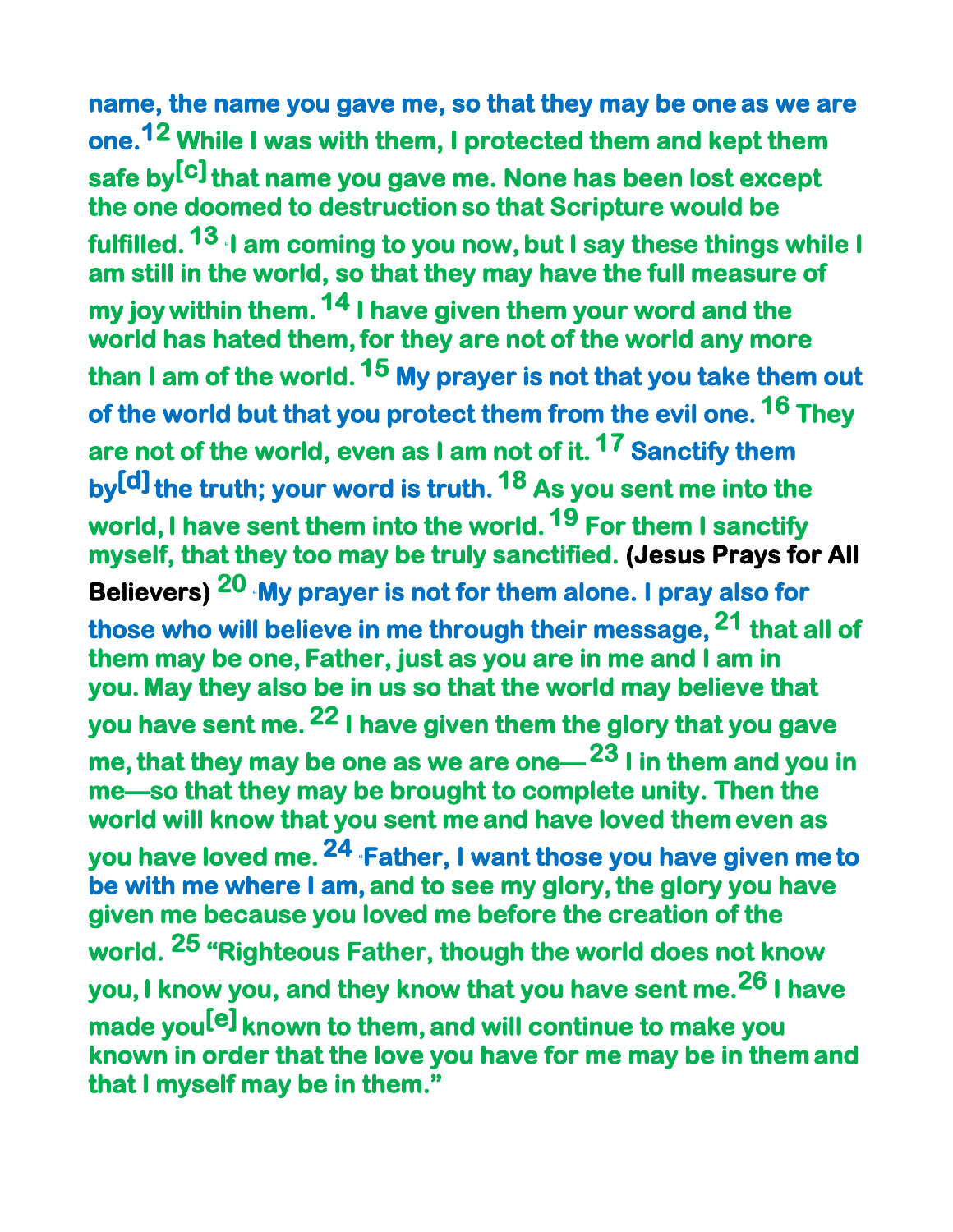name, the name you gave me, so that they may be one as we are one.[12] While I was with them, I protected them and kept them safe by[c] that name you gave me. None has been lost except the one doomed to destruction so that Scripture would be fulfilled. [13] "I am coming to you now, but I say these things while I am still in the world, so that they may have the full measure of my joy within them. [14] I have given them your word and the world has hated them, for they are not of the world any more than I am of the world. [15] My prayer is not that you take them out of the world but that you protect them from the evil one. [16] They are not of the world, even as I am not of it. [17] Sanctify them by[d] the truth; your word is truth. [18] As you sent me into the world, I have sent them into the world. [19] For them I sanctify myself, that they too may be truly sanctified. **(Jesus Prays for All Believers)** [20] "My prayer is not for them alone. I pray also for those who will believe in me through their message, [21] that all of them may be one, Father, just as you are in me and I am in you. May they also be in us so that the world may believe that you have sent me. [22] I have given them the glory that you gave me, that they may be one as we are one— [23] I in them and you in me—so that they may be brought to complete unity. Then the world will know that you sent me and have loved them even as you have loved me. [24] "Father, I want those you have given me to be with me where I am, and to see my glory, the glory you have given me because you loved me before the creation of the world. [25] "Righteous Father, though the world does not know you, I know you, and they know that you have sent me.[26] I have made you[e] known to them, and will continue to make you known in order that the love you have for me may be in them and that I myself may be in them."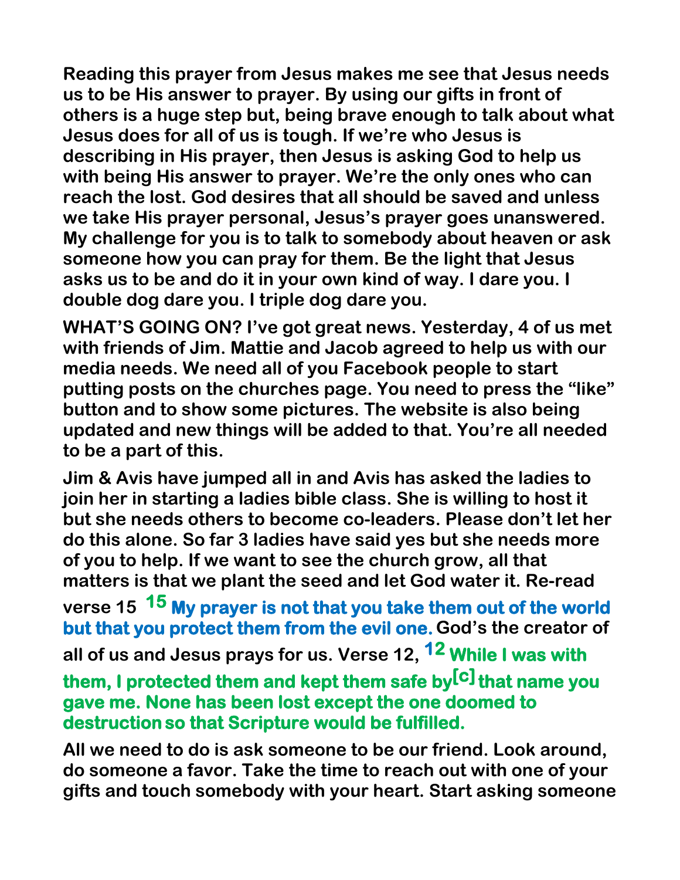**Reading this prayer from Jesus makes me see that Jesus needs us to be His answer to prayer. By using our gifts in front of others is a huge step but, being brave enough to talk about what Jesus does for all of us is tough. If we're who Jesus is describing in His prayer, then Jesus is asking God to help us with being His answer to prayer. We're the only ones who can reach the lost. God desires that all should be saved and unless we take His prayer personal, Jesus's prayer goes unanswered. My challenge for you is to talk to somebody about heaven or ask someone how you can pray for them. Be the light that Jesus asks us to be and do it in your own kind of way. I dare you. I double dog dare you. I triple dog dare you.**

**WHAT'S GOING ON? I've got great news. Yesterday, 4 of us met with friends of Jim. Mattie and Jacob agreed to help us with our media needs. We need all of you Facebook people to start putting posts on the churches page. You need to press the "like" button and to show some pictures. The website is also being updated and new things will be added to that. You're all needed to be a part of this.**

**Jim & Avis have jumped all in and Avis has asked the ladies to join her in starting a ladies bible class. She is willing to host it but she needs others to become co-leaders. Please don't let her do this alone. So far 3 ladies have said yes but she needs more of you to help. If we want to see the church grow, all that matters is that we plant the seed and let God water it. Re-read verse 15 15 My prayer is not that you take them out of the world but that you protect them from the evil one. God's the creator of all of us and Jesus prays for us. Verse 12, 12 While I was with them, I protected them and kept them safe by[c] that name you gave me. None has been lost except the one doomed to destruction so that Scripture would be fulfilled.**

**All we need to do is ask someone to be our friend. Look around, do someone a favor. Take the time to reach out with one of your gifts and touch somebody with your heart. Start asking someone**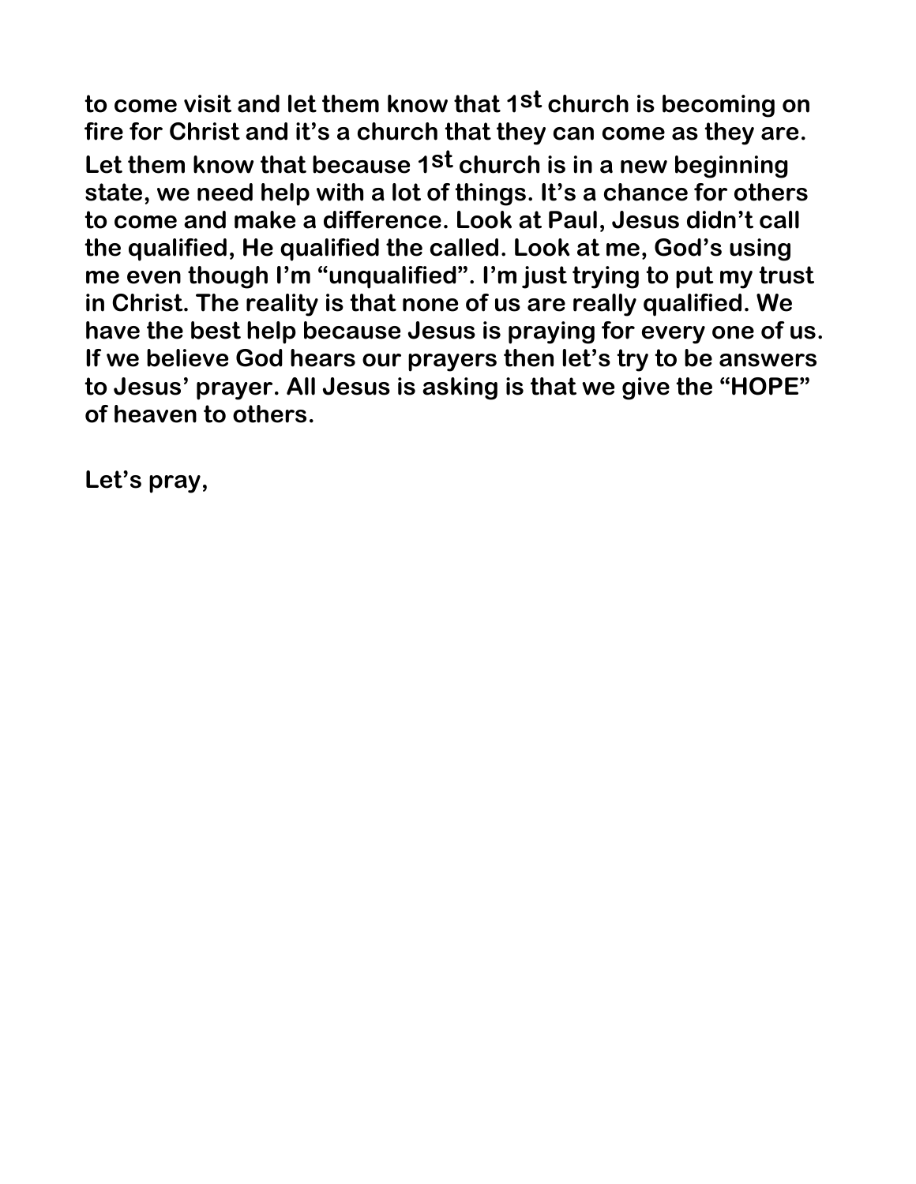**to come visit and let them know that 1st church is becoming on fire for Christ and it's a church that they can come as they are. Let them know that because 1st church is in a new beginning state, we need help with a lot of things. It's a chance for others to come and make a difference. Look at Paul, Jesus didn't call the qualified, He qualified the called. Look at me, God's using me even though I'm "unqualified". I'm just trying to put my trust in Christ. The reality is that none of us are really qualified. We have the best help because Jesus is praying for every one of us. If we believe God hears our prayers then let's try to be answers to Jesus' prayer. All Jesus is asking is that we give the "HOPE" of heaven to others.**

**Let's pray,**